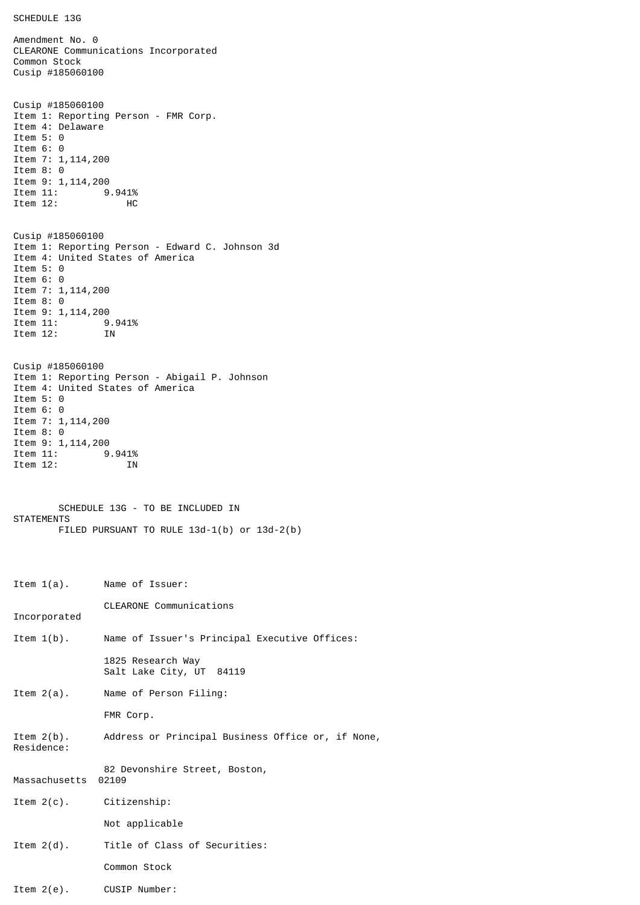SCHEDULE 13G

Amendment No. 0
CLEARONE Communications Incorporated
Common Stock
Cusip #185060100

Cusip #185060100
Item 1: Reporting Person - FMR Corp.
Item 4: Delaware
Item 5: 0
Item 6: 0
Item 7: 1,114,200
Item 8: 0
Item 9: 1,114,200
Item 11: 9.941%
Item 12: HC

Cusip #185060100
Item 1: Reporting Person - Edward C. Johnson 3d
Item 4: United States of America
Item 5: 0
Item 6: 0
Item 7: 1,114,200
Item 8: 0
Item 9: 1,114,200
Item 11: 9.941%
Item 12: IN

Cusip #185060100
Item 1: Reporting Person - Abigail P. Johnson
Item 4: United States of America
Item 5: 0
Item 6: 0
Item 7: 1,114,200
Item 8: 0
Item 9: 1,114,200
Item 11: 9.941%
Item 12: IN

SCHEDULE 13G - TO BE INCLUDED IN STATEMENTS
FILED PURSUANT TO RULE 13d-1(b) or 13d-2(b)

Item 1(a). Name of Issuer:

CLEARONE Communications Incorporated

Item 1(b). Name of Issuer's Principal Executive Offices:

1825 Research Way
Salt Lake City, UT 84119

Item 2(a). Name of Person Filing:

FMR Corp.

Item 2(b). Address or Principal Business Office or, if None, Residence:

82 Devonshire Street, Boston, Massachusetts 02109

Item 2(c). Citizenship:

Not applicable

Item 2(d). Title of Class of Securities:

Common Stock

Item 2(e). CUSIP Number: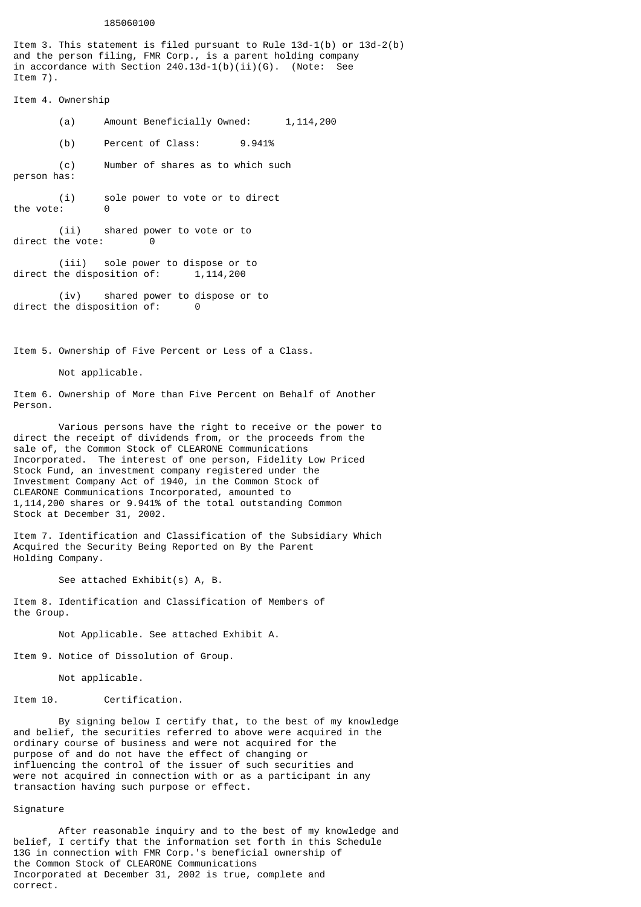185060100

Item 3. This statement is filed pursuant to Rule 13d-1(b) or 13d-2(b) and the person filing, FMR Corp., is a parent holding company in accordance with Section 240.13d-1(b)(ii)(G). (Note: See Item 7).

Item 4. Ownership

(a) Amount Beneficially Owned: 1,114,200

(b) Percent of Class: 9.941%

(c) Number of shares as to which such person has:

(i) sole power to vote or to direct the vote: 0

(ii) shared power to vote or to direct the vote: 0

(iii) sole power to dispose or to direct the disposition of: 1,114,200

(iv) shared power to dispose or to direct the disposition of: 0

Item 5. Ownership of Five Percent or Less of a Class.

Not applicable.

Item 6. Ownership of More than Five Percent on Behalf of Another Person.

Various persons have the right to receive or the power to direct the receipt of dividends from, or the proceeds from the sale of, the Common Stock of CLEARONE Communications Incorporated. The interest of one person, Fidelity Low Priced Stock Fund, an investment company registered under the Investment Company Act of 1940, in the Common Stock of CLEARONE Communications Incorporated, amounted to 1,114,200 shares or 9.941% of the total outstanding Common Stock at December 31, 2002.

Item 7. Identification and Classification of the Subsidiary Which Acquired the Security Being Reported on By the Parent Holding Company.

See attached Exhibit(s) A, B.

Item 8. Identification and Classification of Members of the Group.

Not Applicable. See attached Exhibit A.

Item 9. Notice of Dissolution of Group.

Not applicable.

Item 10. Certification.

By signing below I certify that, to the best of my knowledge and belief, the securities referred to above were acquired in the ordinary course of business and were not acquired for the purpose of and do not have the effect of changing or influencing the control of the issuer of such securities and were not acquired in connection with or as a participant in any transaction having such purpose or effect.

Signature

After reasonable inquiry and to the best of my knowledge and belief, I certify that the information set forth in this Schedule 13G in connection with FMR Corp.'s beneficial ownership of the Common Stock of CLEARONE Communications Incorporated at December 31, 2002 is true, complete and correct.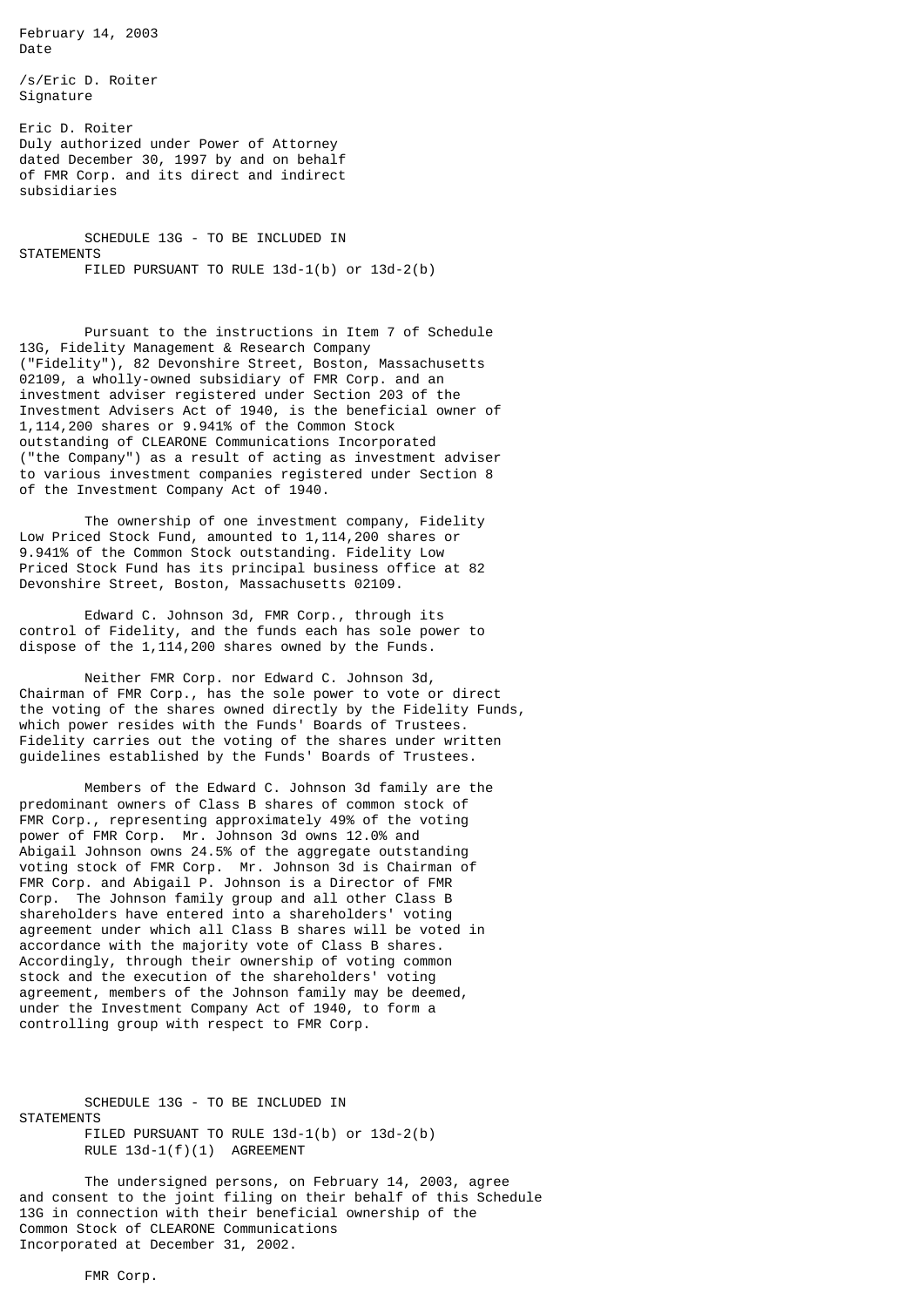February 14, 2003
Date

/s/Eric D. Roiter
Signature

Eric D. Roiter
Duly authorized under Power of Attorney dated December 30, 1997 by and on behalf of FMR Corp. and its direct and indirect subsidiaries

SCHEDULE 13G - TO BE INCLUDED IN STATEMENTS
FILED PURSUANT TO RULE 13d-1(b) or 13d-2(b)

Pursuant to the instructions in Item 7 of Schedule 13G, Fidelity Management & Research Company ("Fidelity"), 82 Devonshire Street, Boston, Massachusetts 02109, a wholly-owned subsidiary of FMR Corp. and an investment adviser registered under Section 203 of the Investment Advisers Act of 1940, is the beneficial owner of 1,114,200 shares or 9.941% of the Common Stock outstanding of CLEARONE Communications Incorporated ("the Company") as a result of acting as investment adviser to various investment companies registered under Section 8 of the Investment Company Act of 1940.

The ownership of one investment company, Fidelity Low Priced Stock Fund, amounted to 1,114,200 shares or 9.941% of the Common Stock outstanding. Fidelity Low Priced Stock Fund has its principal business office at 82 Devonshire Street, Boston, Massachusetts 02109.

Edward C. Johnson 3d, FMR Corp., through its control of Fidelity, and the funds each has sole power to dispose of the 1,114,200 shares owned by the Funds.

Neither FMR Corp. nor Edward C. Johnson 3d, Chairman of FMR Corp., has the sole power to vote or direct the voting of the shares owned directly by the Fidelity Funds, which power resides with the Funds' Boards of Trustees. Fidelity carries out the voting of the shares under written guidelines established by the Funds' Boards of Trustees.

Members of the Edward C. Johnson 3d family are the predominant owners of Class B shares of common stock of FMR Corp., representing approximately 49% of the voting power of FMR Corp. Mr. Johnson 3d owns 12.0% and Abigail Johnson owns 24.5% of the aggregate outstanding voting stock of FMR Corp. Mr. Johnson 3d is Chairman of FMR Corp. and Abigail P. Johnson is a Director of FMR Corp. The Johnson family group and all other Class B shareholders have entered into a shareholders' voting agreement under which all Class B shares will be voted in accordance with the majority vote of Class B shares. Accordingly, through their ownership of voting common stock and the execution of the shareholders' voting agreement, members of the Johnson family may be deemed, under the Investment Company Act of 1940, to form a controlling group with respect to FMR Corp.

SCHEDULE 13G - TO BE INCLUDED IN STATEMENTS
FILED PURSUANT TO RULE 13d-1(b) or 13d-2(b)
RULE 13d-1(f)(1) AGREEMENT

The undersigned persons, on February 14, 2003, agree and consent to the joint filing on their behalf of this Schedule 13G in connection with their beneficial ownership of the Common Stock of CLEARONE Communications Incorporated at December 31, 2002.

FMR Corp.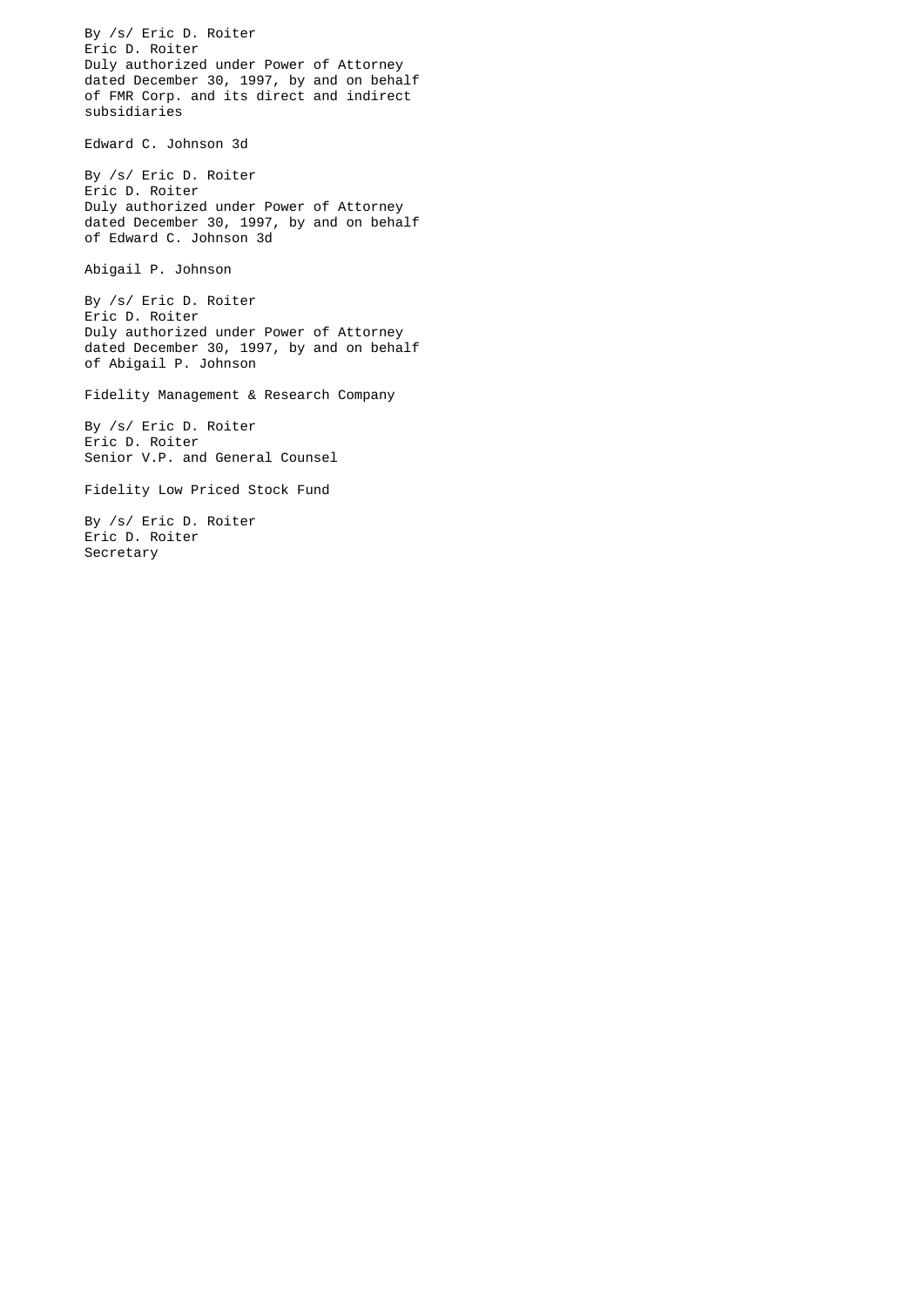By /s/ Eric D. Roiter
Eric D. Roiter
Duly authorized under Power of Attorney dated December 30, 1997, by and on behalf of FMR Corp. and its direct and indirect subsidiaries

Edward C. Johnson 3d

By /s/ Eric D. Roiter
Eric D. Roiter
Duly authorized under Power of Attorney dated December 30, 1997, by and on behalf of Edward C. Johnson 3d

Abigail P. Johnson

By /s/ Eric D. Roiter
Eric D. Roiter
Duly authorized under Power of Attorney dated December 30, 1997, by and on behalf of Abigail P. Johnson

Fidelity Management & Research Company

By /s/ Eric D. Roiter
Eric D. Roiter
Senior V.P. and General Counsel

Fidelity Low Priced Stock Fund

By /s/ Eric D. Roiter
Eric D. Roiter
Secretary